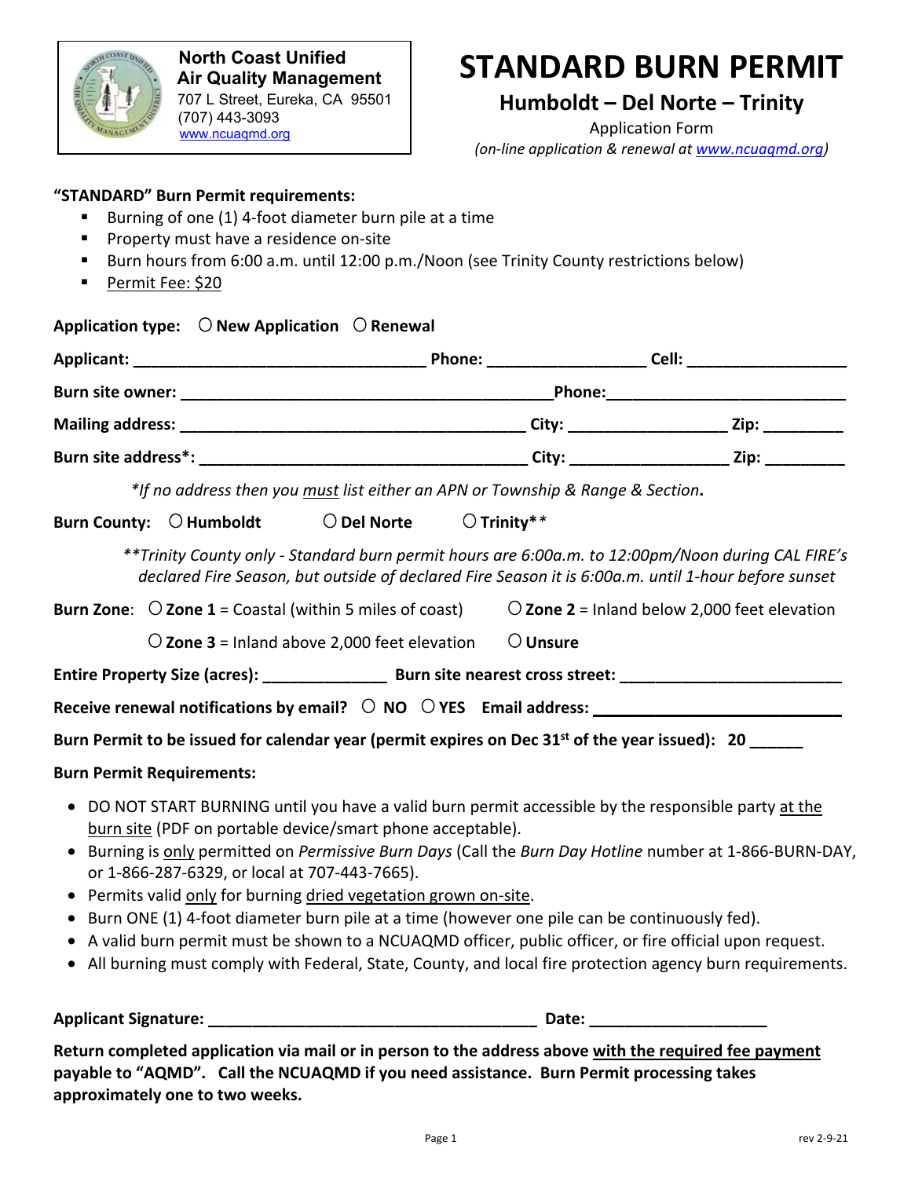**North Coast Unified Air Quality Management**
707 L Street, Eureka, CA 95501
(707) 443-3093
www.ncuaqmd.org

# STANDARD BURN PERMIT

## Humboldt – Del Norte – Trinity

Application Form
*(on-line application & renewal at www.ncuaqmd.org)*

**"STANDARD" Burn Permit requirements:**

- Burning of one (1) 4-foot diameter burn pile at a time
- Property must have a residence on-site
- Burn hours from 6:00 a.m. until 12:00 p.m./Noon (see Trinity County restrictions below)
- Permit Fee: $20

**Application type:** ○ **New Application** ○ **Renewal**

**Applicant:** ________________________________ **Phone:** _________________ **Cell:** _________________

**Burn site owner:** ________________________________________ **Phone:** ___________________________

**Mailing address:** _____________________________________ **City:** _________________ **Zip:** _________

**Burn site address\*:** ____________________________________ **City:** _________________ **Zip:** _________

*\*If no address then you must list either an APN or Township & Range & Section.*

**Burn County:** ○ **Humboldt** ○ **Del Norte** ○ **Trinity\*\***

*\*\*Trinity County only - Standard burn permit hours are 6:00a.m. to 12:00pm/Noon during CAL FIRE's declared Fire Season, but outside of declared Fire Season it is 6:00a.m. until 1-hour before sunset*

**Burn Zone:** ○ **Zone 1** = Coastal (within 5 miles of coast) ○ **Zone 2** = Inland below 2,000 feet elevation

○ **Zone 3** = Inland above 2,000 feet elevation ○ **Unsure**

**Entire Property Size (acres):** ______________ **Burn site nearest cross street:** ________________________

**Receive renewal notifications by email?** ○ **NO** ○ **YES** **Email address:** ___________________________

**Burn Permit to be issued for calendar year (permit expires on Dec 31st of the year issued): 20 ______**

**Burn Permit Requirements:**

- DO NOT START BURNING until you have a valid burn permit accessible by the responsible party at the burn site (PDF on portable device/smart phone acceptable).
- Burning is only permitted on *Permissive Burn Days* (Call the *Burn Day Hotline* number at 1-866-BURN-DAY, or 1-866-287-6329, or local at 707-443-7665).
- Permits valid only for burning dried vegetation grown on-site.
- Burn ONE (1) 4-foot diameter burn pile at a time (however one pile can be continuously fed).
- A valid burn permit must be shown to a NCUAQMD officer, public officer, or fire official upon request.
- All burning must comply with Federal, State, County, and local fire protection agency burn requirements.

**Applicant Signature:** _____________________________________ **Date:** ____________________

**Return completed application via mail or in person to the address above with the required fee payment payable to "AQMD". Call the NCUAQMD if you need assistance. Burn Permit processing takes approximately one to two weeks.**

rev 2-9-21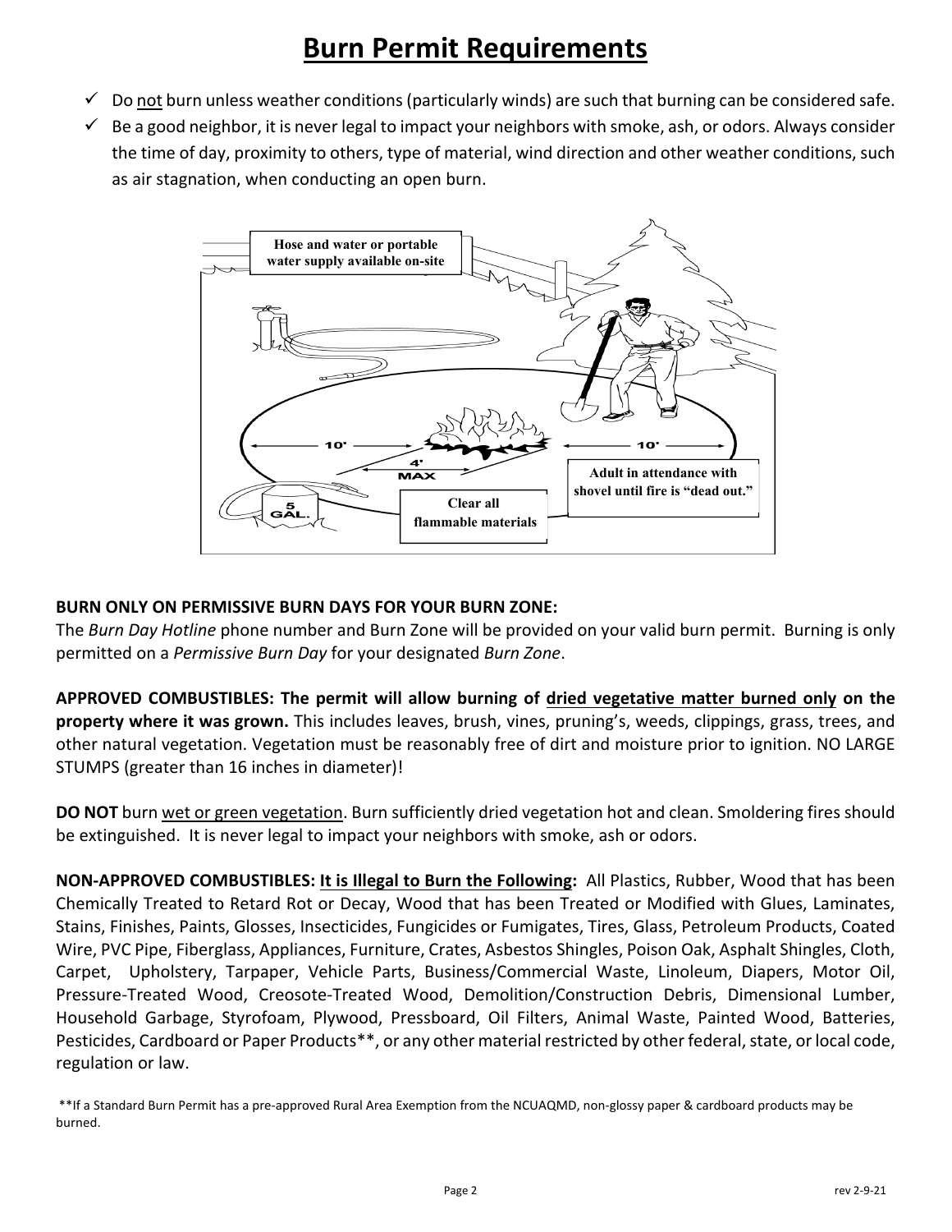# Burn Permit Requirements

- ✓ Do not burn unless weather conditions (particularly winds) are such that burning can be considered safe.
- ✓ Be a good neighbor, it is never legal to impact your neighbors with smoke, ash, or odors. Always consider the time of day, proximity to others, type of material, wind direction and other weather conditions, such as air stagnation, when conducting an open burn.

Hose and water or portable water supply available on-site

10'

4' MAX

10'

Adult in attendance with shovel until fire is "dead out."

Clear all flammable materials

5 GAL.

**BURN ONLY ON PERMISSIVE BURN DAYS FOR YOUR BURN ZONE:**
The *Burn Day Hotline* phone number and Burn Zone will be provided on your valid burn permit. Burning is only permitted on a *Permissive Burn Day* for your designated *Burn Zone*.

**APPROVED COMBUSTIBLES: The permit will allow burning of dried vegetative matter burned only on the property where it was grown.** This includes leaves, brush, vines, pruning's, weeds, clippings, grass, trees, and other natural vegetation. Vegetation must be reasonably free of dirt and moisture prior to ignition. NO LARGE STUMPS (greater than 16 inches in diameter)!

**DO NOT** burn wet or green vegetation. Burn sufficiently dried vegetation hot and clean. Smoldering fires should be extinguished. It is never legal to impact your neighbors with smoke, ash or odors.

**NON-APPROVED COMBUSTIBLES: It is Illegal to Burn the Following:** All Plastics, Rubber, Wood that has been Chemically Treated to Retard Rot or Decay, Wood that has been Treated or Modified with Glues, Laminates, Stains, Finishes, Paints, Glosses, Insecticides, Fungicides or Fumigates, Tires, Glass, Petroleum Products, Coated Wire, PVC Pipe, Fiberglass, Appliances, Furniture, Crates, Asbestos Shingles, Poison Oak, Asphalt Shingles, Cloth, Carpet, Upholstery, Tarpaper, Vehicle Parts, Business/Commercial Waste, Linoleum, Diapers, Motor Oil, Pressure-Treated Wood, Creosote-Treated Wood, Demolition/Construction Debris, Dimensional Lumber, Household Garbage, Styrofoam, Plywood, Pressboard, Oil Filters, Animal Waste, Painted Wood, Batteries, Pesticides, Cardboard or Paper Products**, or any other material restricted by other federal, state, or local code, regulation or law.

**If a Standard Burn Permit has a pre-approved Rural Area Exemption from the NCUAQMD, non-glossy paper & cardboard products may be burned.

rev 2-9-21